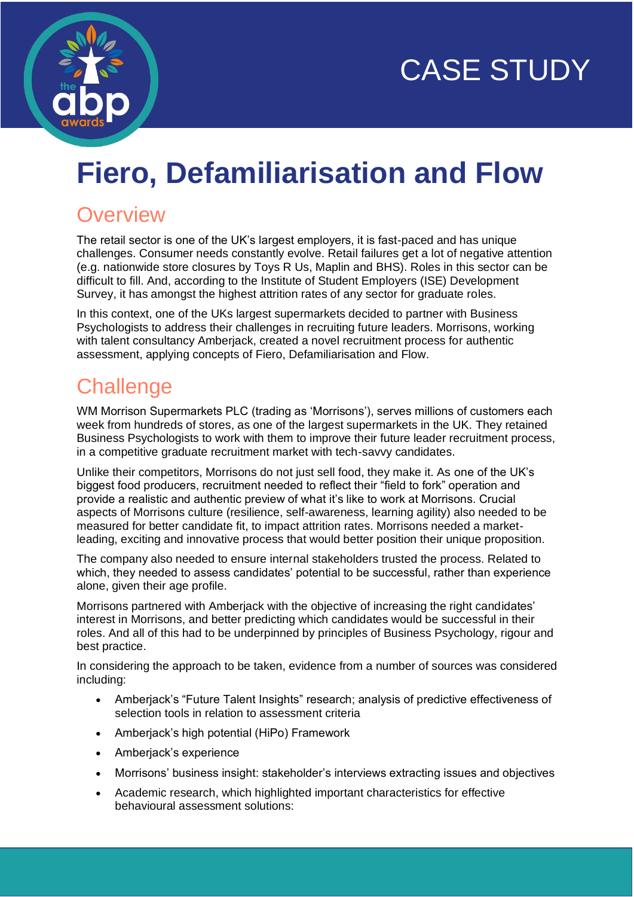CASE STUDY

# Fiero, Defamiliarisation and Flow

## Overview

The retail sector is one of the UK's largest employers, it is fast-paced and has unique challenges. Consumer needs constantly evolve. Retail failures get a lot of negative attention (e.g. nationwide store closures by Toys R Us, Maplin and BHS). Roles in this sector can be difficult to fill. And, according to the Institute of Student Employers (ISE) Development Survey, it has amongst the highest attrition rates of any sector for graduate roles.

In this context, one of the UKs largest supermarkets decided to partner with Business Psychologists to address their challenges in recruiting future leaders. Morrisons, working with talent consultancy Amberjack, created a novel recruitment process for authentic assessment, applying concepts of Fiero, Defamiliarisation and Flow.

## Challenge

WM Morrison Supermarkets PLC (trading as 'Morrisons'), serves millions of customers each week from hundreds of stores, as one of the largest supermarkets in the UK. They retained Business Psychologists to work with them to improve their future leader recruitment process, in a competitive graduate recruitment market with tech-savvy candidates.

Unlike their competitors, Morrisons do not just sell food, they make it. As one of the UK's biggest food producers, recruitment needed to reflect their "field to fork" operation and provide a realistic and authentic preview of what it's like to work at Morrisons. Crucial aspects of Morrisons culture (resilience, self-awareness, learning agility) also needed to be measured for better candidate fit, to impact attrition rates. Morrisons needed a market-leading, exciting and innovative process that would better position their unique proposition.

The company also needed to ensure internal stakeholders trusted the process. Related to which, they needed to assess candidates' potential to be successful, rather than experience alone, given their age profile.

Morrisons partnered with Amberjack with the objective of increasing the right candidates' interest in Morrisons, and better predicting which candidates would be successful in their roles. And all of this had to be underpinned by principles of Business Psychology, rigour and best practice.

In considering the approach to be taken, evidence from a number of sources was considered including:

- Amberjack's "Future Talent Insights" research; analysis of predictive effectiveness of selection tools in relation to assessment criteria
- Amberjack's high potential (HiPo) Framework
- Amberjack's experience
- Morrisons' business insight: stakeholder's interviews extracting issues and objectives
- Academic research, which highlighted important characteristics for effective behavioural assessment solutions: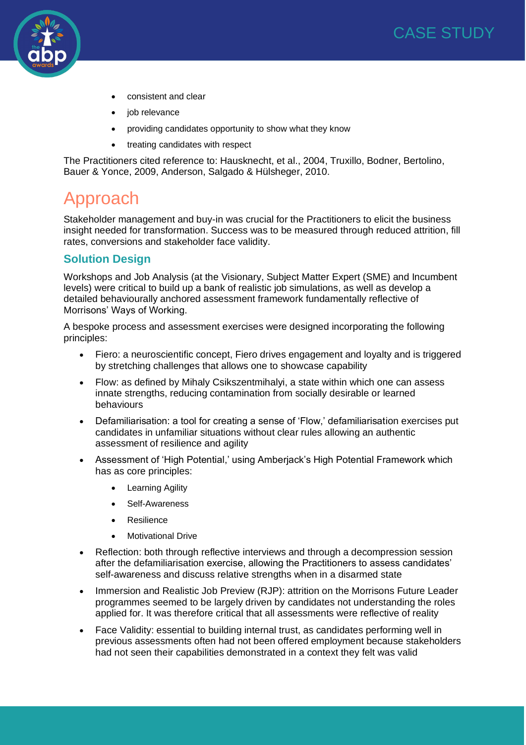- consistent and clear
- job relevance
- providing candidates opportunity to show what they know
- treating candidates with respect

The Practitioners cited reference to: Hausknecht, et al., 2004, Truxillo, Bodner, Bertolino, Bauer & Yonce, 2009, Anderson, Salgado & Hülsheger, 2010.

# Approach

Stakeholder management and buy-in was crucial for the Practitioners to elicit the business insight needed for transformation. Success was to be measured through reduced attrition, fill rates, conversions and stakeholder face validity.

## Solution Design

Workshops and Job Analysis (at the Visionary, Subject Matter Expert (SME) and Incumbent levels) were critical to build up a bank of realistic job simulations, as well as develop a detailed behaviourally anchored assessment framework fundamentally reflective of Morrisons' Ways of Working.

A bespoke process and assessment exercises were designed incorporating the following principles:

- Fiero: a neuroscientific concept, Fiero drives engagement and loyalty and is triggered by stretching challenges that allows one to showcase capability
- Flow: as defined by Mihaly Csikszentmihalyi, a state within which one can assess innate strengths, reducing contamination from socially desirable or learned behaviours
- Defamiliarisation: a tool for creating a sense of 'Flow,' defamiliarisation exercises put candidates in unfamiliar situations without clear rules allowing an authentic assessment of resilience and agility
- Assessment of 'High Potential,' using Amberjack's High Potential Framework which has as core principles:
  - Learning Agility
  - Self-Awareness
  - Resilience
  - Motivational Drive
- Reflection: both through reflective interviews and through a decompression session after the defamiliarisation exercise, allowing the Practitioners to assess candidates' self-awareness and discuss relative strengths when in a disarmed state
- Immersion and Realistic Job Preview (RJP): attrition on the Morrisons Future Leader programmes seemed to be largely driven by candidates not understanding the roles applied for. It was therefore critical that all assessments were reflective of reality
- Face Validity: essential to building internal trust, as candidates performing well in previous assessments often had not been offered employment because stakeholders had not seen their capabilities demonstrated in a context they felt was valid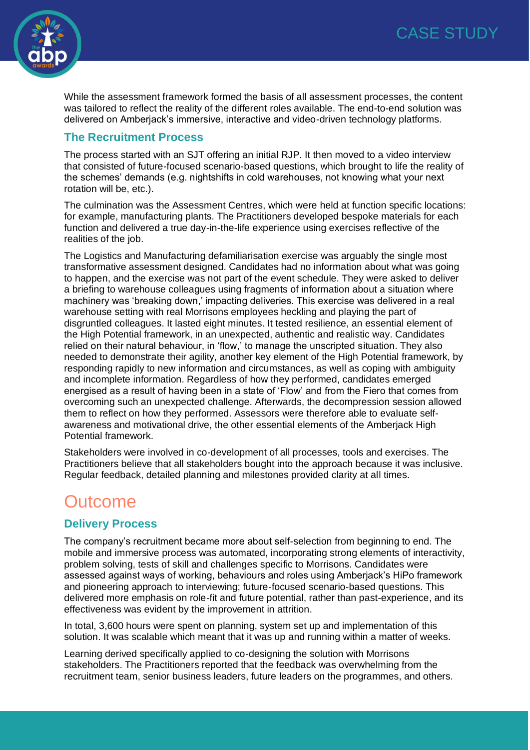While the assessment framework formed the basis of all assessment processes, the content was tailored to reflect the reality of the different roles available. The end-to-end solution was delivered on Amberjack's immersive, interactive and video-driven technology platforms.

### The Recruitment Process

The process started with an SJT offering an initial RJP. It then moved to a video interview that consisted of future-focused scenario-based questions, which brought to life the reality of the schemes' demands (e.g. nightshifts in cold warehouses, not knowing what your next rotation will be, etc.).

The culmination was the Assessment Centres, which were held at function specific locations: for example, manufacturing plants. The Practitioners developed bespoke materials for each function and delivered a true day-in-the-life experience using exercises reflective of the realities of the job.

The Logistics and Manufacturing defamiliarisation exercise was arguably the single most transformative assessment designed. Candidates had no information about what was going to happen, and the exercise was not part of the event schedule. They were asked to deliver a briefing to warehouse colleagues using fragments of information about a situation where machinery was 'breaking down,' impacting deliveries. This exercise was delivered in a real warehouse setting with real Morrisons employees heckling and playing the part of disgruntled colleagues. It lasted eight minutes. It tested resilience, an essential element of the High Potential framework, in an unexpected, authentic and realistic way. Candidates relied on their natural behaviour, in 'flow,' to manage the unscripted situation. They also needed to demonstrate their agility, another key element of the High Potential framework, by responding rapidly to new information and circumstances, as well as coping with ambiguity and incomplete information. Regardless of how they performed, candidates emerged energised as a result of having been in a state of 'Flow' and from the Fiero that comes from overcoming such an unexpected challenge. Afterwards, the decompression session allowed them to reflect on how they performed. Assessors were therefore able to evaluate self-awareness and motivational drive, the other essential elements of the Amberjack High Potential framework.

Stakeholders were involved in co-development of all processes, tools and exercises. The Practitioners believe that all stakeholders bought into the approach because it was inclusive. Regular feedback, detailed planning and milestones provided clarity at all times.

## Outcome

### Delivery Process

The company's recruitment became more about self-selection from beginning to end. The mobile and immersive process was automated, incorporating strong elements of interactivity, problem solving, tests of skill and challenges specific to Morrisons. Candidates were assessed against ways of working, behaviours and roles using Amberjack's HiPo framework and pioneering approach to interviewing; future-focused scenario-based questions. This delivered more emphasis on role-fit and future potential, rather than past-experience, and its effectiveness was evident by the improvement in attrition.

In total, 3,600 hours were spent on planning, system set up and implementation of this solution. It was scalable which meant that it was up and running within a matter of weeks.

Learning derived specifically applied to co-designing the solution with Morrisons stakeholders. The Practitioners reported that the feedback was overwhelming from the recruitment team, senior business leaders, future leaders on the programmes, and others.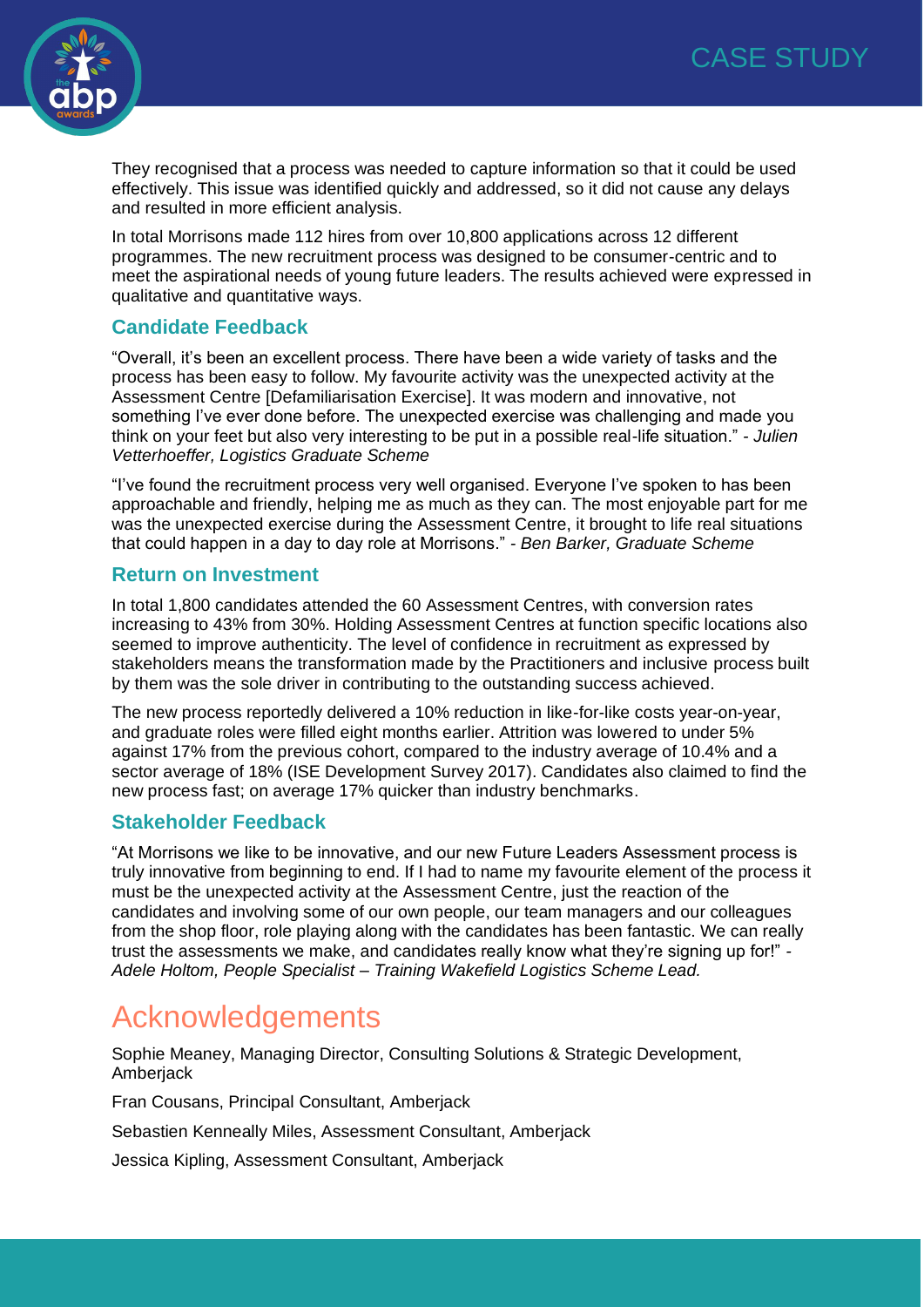They recognised that a process was needed to capture information so that it could be used effectively. This issue was identified quickly and addressed, so it did not cause any delays and resulted in more efficient analysis.

In total Morrisons made 112 hires from over 10,800 applications across 12 different programmes. The new recruitment process was designed to be consumer-centric and to meet the aspirational needs of young future leaders. The results achieved were expressed in qualitative and quantitative ways.

### Candidate Feedback

"Overall, it's been an excellent process. There have been a wide variety of tasks and the process has been easy to follow. My favourite activity was the unexpected activity at the Assessment Centre [Defamiliarisation Exercise]. It was modern and innovative, not something I've ever done before. The unexpected exercise was challenging and made you think on your feet but also very interesting to be put in a possible real-life situation." - *Julien Vetterhoeffer, Logistics Graduate Scheme*

"I've found the recruitment process very well organised. Everyone I've spoken to has been approachable and friendly, helping me as much as they can. The most enjoyable part for me was the unexpected exercise during the Assessment Centre, it brought to life real situations that could happen in a day to day role at Morrisons." - *Ben Barker, Graduate Scheme*

### Return on Investment

In total 1,800 candidates attended the 60 Assessment Centres, with conversion rates increasing to 43% from 30%. Holding Assessment Centres at function specific locations also seemed to improve authenticity. The level of confidence in recruitment as expressed by stakeholders means the transformation made by the Practitioners and inclusive process built by them was the sole driver in contributing to the outstanding success achieved.

The new process reportedly delivered a 10% reduction in like-for-like costs year-on-year, and graduate roles were filled eight months earlier. Attrition was lowered to under 5% against 17% from the previous cohort, compared to the industry average of 10.4% and a sector average of 18% (ISE Development Survey 2017). Candidates also claimed to find the new process fast; on average 17% quicker than industry benchmarks.

### Stakeholder Feedback

"At Morrisons we like to be innovative, and our new Future Leaders Assessment process is truly innovative from beginning to end. If I had to name my favourite element of the process it must be the unexpected activity at the Assessment Centre, just the reaction of the candidates and involving some of our own people, our team managers and our colleagues from the shop floor, role playing along with the candidates has been fantastic. We can really trust the assessments we make, and candidates really know what they're signing up for!" - *Adele Holtom, People Specialist – Training Wakefield Logistics Scheme Lead.*

## Acknowledgements

Sophie Meaney, Managing Director, Consulting Solutions & Strategic Development, Amberjack

Fran Cousans, Principal Consultant, Amberjack

Sebastien Kenneally Miles, Assessment Consultant, Amberjack

Jessica Kipling, Assessment Consultant, Amberjack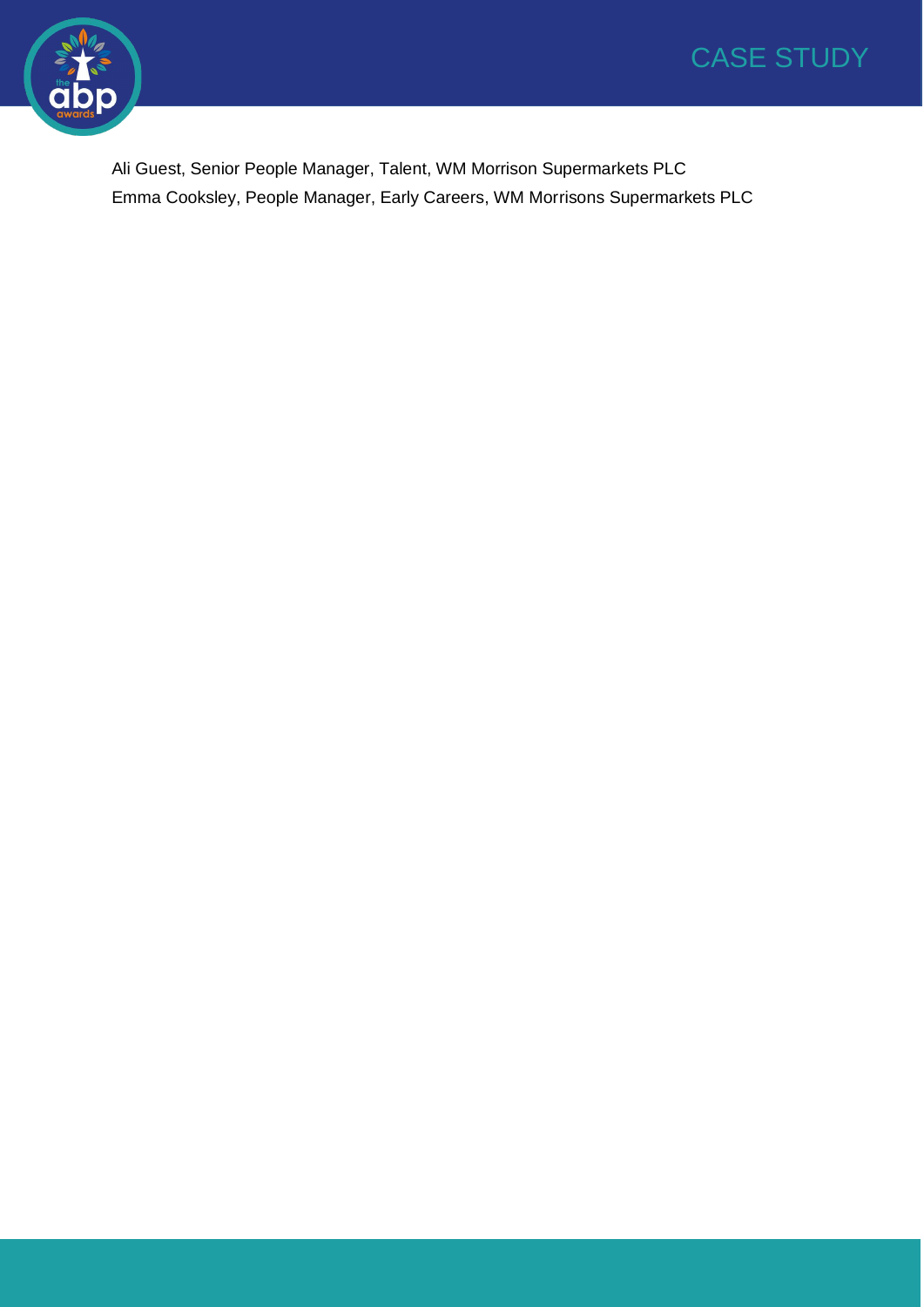Ali Guest, Senior People Manager, Talent, WM Morrison Supermarkets PLC

Emma Cooksley, People Manager, Early Careers, WM Morrisons Supermarkets PLC